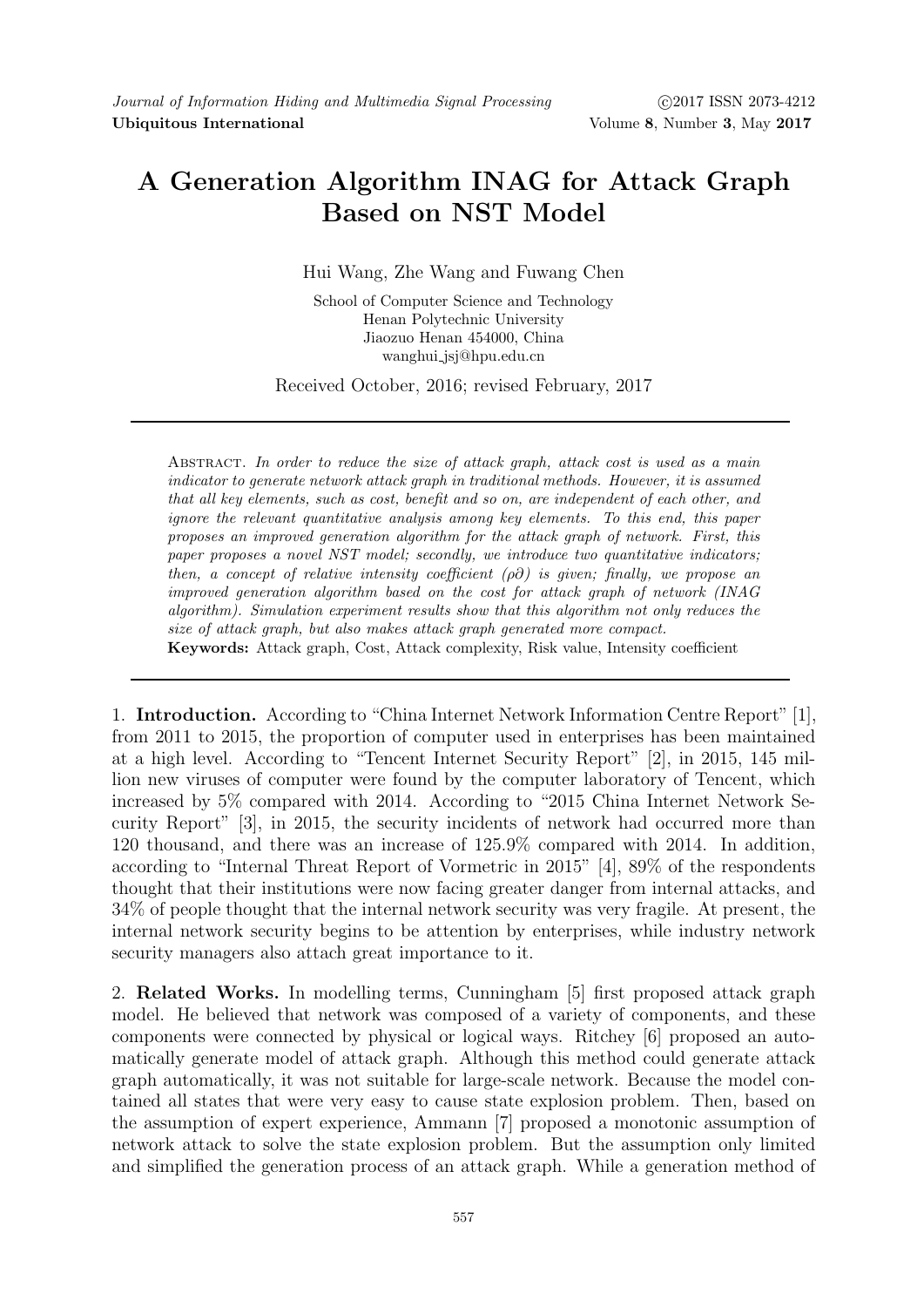# A Generation Algorithm INAG for Attack Graph Based on NST Model

Hui Wang, Zhe Wang and Fuwang Chen

School of Computer Science and Technology
Henan Polytechnic University
Jiaozuo Henan 454000, China
wanghui_jsj@hpu.edu.cn

Received October, 2016; revised February, 2017

Abstract. *In order to reduce the size of attack graph, attack cost is used as a main indicator to generate network attack graph in traditional methods. However, it is assumed that all key elements, such as cost, benefit and so on, are independent of each other, and ignore the relevant quantitative analysis among key elements. To this end, this paper proposes an improved generation algorithm for the attack graph of network. First, this paper proposes a novel NST model; secondly, we introduce two quantitative indicators; then, a concept of relative intensity coefficient ($\rho\partial$) is given; finally, we propose an improved generation algorithm based on the cost for attack graph of network (INAG algorithm). Simulation experiment results show that this algorithm not only reduces the size of attack graph, but also makes attack graph generated more compact.*

**Keywords:** Attack graph, Cost, Attack complexity, Risk value, Intensity coefficient

## 1. Introduction.

According to "China Internet Network Information Centre Report" [1], from 2011 to 2015, the proportion of computer used in enterprises has been maintained at a high level. According to "Tencent Internet Security Report" [2], in 2015, 145 million new viruses of computer were found by the computer laboratory of Tencent, which increased by 5% compared with 2014. According to "2015 China Internet Network Security Report" [3], in 2015, the security incidents of network had occurred more than 120 thousand, and there was an increase of 125.9% compared with 2014. In addition, according to "Internal Threat Report of Vormetric in 2015" [4], 89% of the respondents thought that their institutions were now facing greater danger from internal attacks, and 34% of people thought that the internal network security was very fragile. At present, the internal network security begins to be attention by enterprises, while industry network security managers also attach great importance to it.

## 2. Related Works.

In modelling terms, Cunningham [5] first proposed attack graph model. He believed that network was composed of a variety of components, and these components were connected by physical or logical ways. Ritchey [6] proposed an automatically generate model of attack graph. Although this method could generate attack graph automatically, it was not suitable for large-scale network. Because the model contained all states that were very easy to cause state explosion problem. Then, based on the assumption of expert experience, Ammann [7] proposed a monotonic assumption of network attack to solve the state explosion problem. But the assumption only limited and simplified the generation process of an attack graph. While a generation method of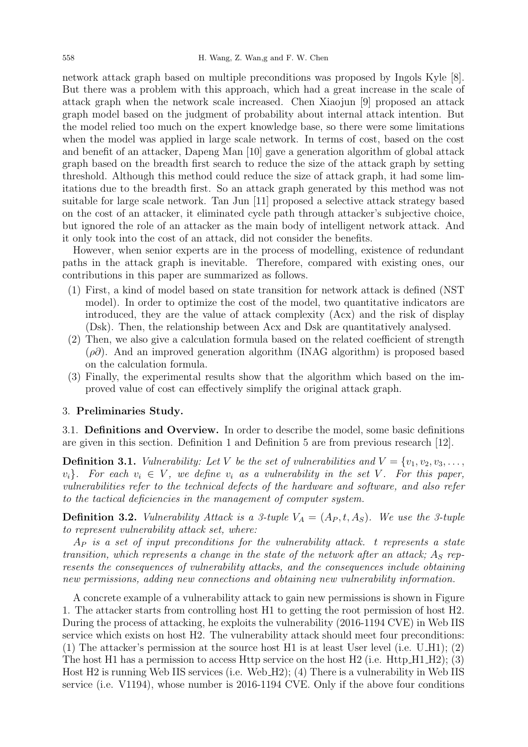network attack graph based on multiple preconditions was proposed by Ingols Kyle [8]. But there was a problem with this approach, which had a great increase in the scale of attack graph when the network scale increased. Chen Xiaojun [9] proposed an attack graph model based on the judgment of probability about internal attack intention. But the model relied too much on the expert knowledge base, so there were some limitations when the model was applied in large scale network. In terms of cost, based on the cost and benefit of an attacker, Dapeng Man [10] gave a generation algorithm of global attack graph based on the breadth first search to reduce the size of the attack graph by setting threshold. Although this method could reduce the size of attack graph, it had some limitations due to the breadth first. So an attack graph generated by this method was not suitable for large scale network. Tan Jun [11] proposed a selective attack strategy based on the cost of an attacker, it eliminated cycle path through attacker's subjective choice, but ignored the role of an attacker as the main body of intelligent network attack. And it only took into the cost of an attack, did not consider the benefits.

However, when senior experts are in the process of modelling, existence of redundant paths in the attack graph is inevitable. Therefore, compared with existing ones, our contributions in this paper are summarized as follows.

(1) First, a kind of model based on state transition for network attack is defined (NST model). In order to optimize the cost of the model, two quantitative indicators are introduced, they are the value of attack complexity (Acx) and the risk of display (Dsk). Then, the relationship between Acx and Dsk are quantitatively analysed.
(2) Then, we also give a calculation formula based on the related coefficient of strength ($\rho\partial$). And an improved generation algorithm (INAG algorithm) is proposed based on the calculation formula.
(3) Finally, the experimental results show that the algorithm which based on the improved value of cost can effectively simplify the original attack graph.

## 3. Preliminaries Study.

### 3.1. Definitions and Overview.

In order to describe the model, some basic definitions are given in this section. Definition 1 and Definition 5 are from previous research [12].

**Definition 3.1.** *Vulnerability: Let $V$ be the set of vulnerabilities and $V = \{v_1, v_2, v_3, \ldots, v_i\}$. For each $v_i \in V$, we define $v_i$ as a vulnerability in the set $V$. For this paper, vulnerabilities refer to the technical defects of the hardware and software, and also refer to the tactical deficiencies in the management of computer system.*

**Definition 3.2.** *Vulnerability Attack is a 3-tuple $V_A = (A_P, t, A_S)$. We use the 3-tuple to represent vulnerability attack set, where:*

*$A_P$ is a set of input preconditions for the vulnerability attack. $t$ represents a state transition, which represents a change in the state of the network after an attack; $A_S$ represents the consequences of vulnerability attacks, and the consequences include obtaining new permissions, adding new connections and obtaining new vulnerability information.*

A concrete example of a vulnerability attack to gain new permissions is shown in Figure 1. The attacker starts from controlling host H1 to getting the root permission of host H2. During the process of attacking, he exploits the vulnerability (2016-1194 CVE) in Web IIS service which exists on host H2. The vulnerability attack should meet four preconditions: (1) The attacker's permission at the source host H1 is at least User level (i.e. U_H1); (2) The host H1 has a permission to access Http service on the host H2 (i.e. Http_H1_H2); (3) Host H2 is running Web IIS services (i.e. Web_H2); (4) There is a vulnerability in Web IIS service (i.e. V1194), whose number is 2016-1194 CVE. Only if the above four conditions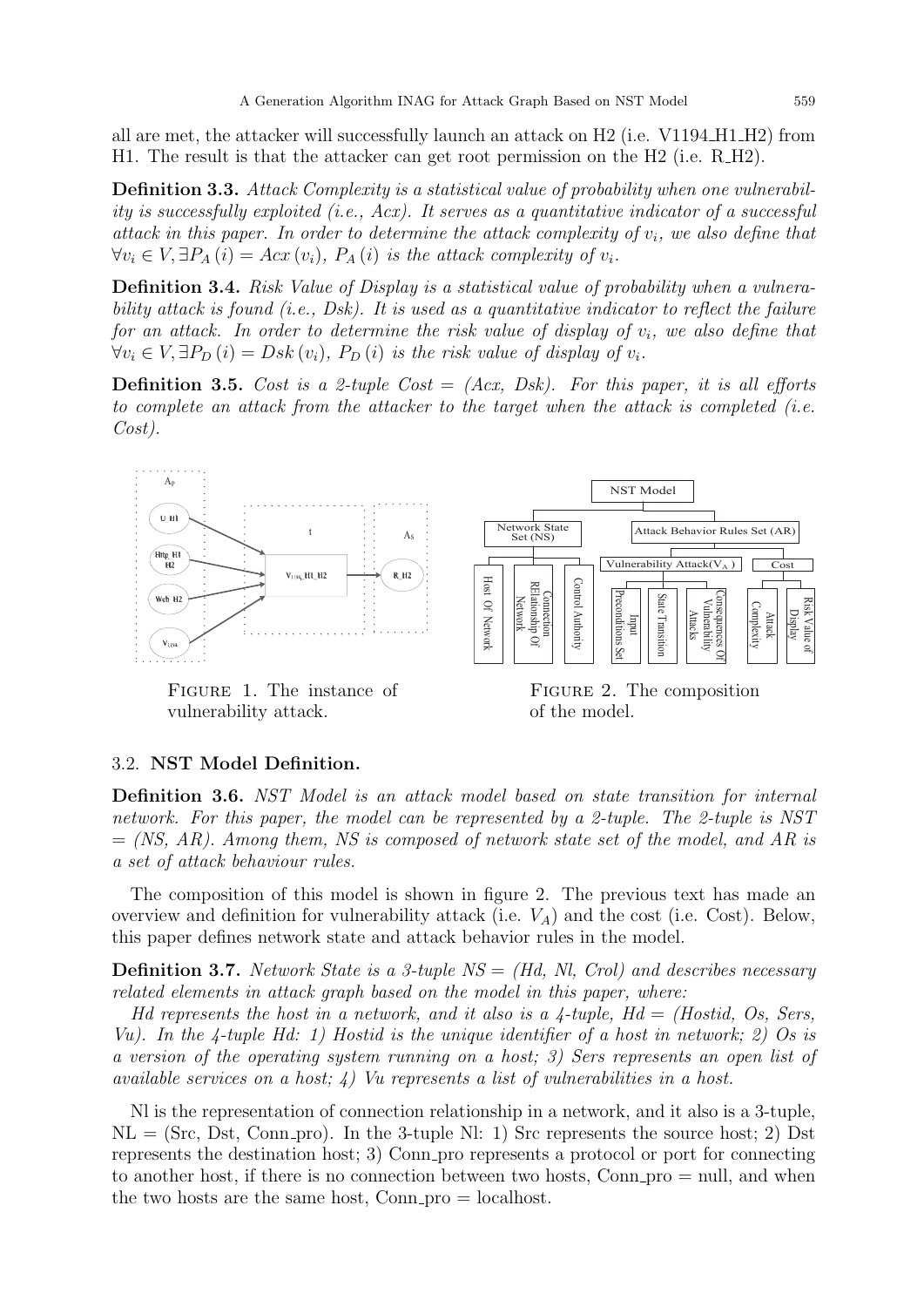all are met, the attacker will successfully launch an attack on H2 (i.e. V1194_H1_H2) from H1. The result is that the attacker can get root permission on the H2 (i.e. R_H2).

**Definition 3.3.** *Attack Complexity is a statistical value of probability when one vulnerability is successfully exploited (i.e., Acx). It serves as a quantitative indicator of a successful attack in this paper. In order to determine the attack complexity of $v_i$, we also define that $\forall v_i \in V, \exists P_A(i) = Acx(v_i)$, $P_A(i)$ is the attack complexity of $v_i$.*

**Definition 3.4.** *Risk Value of Display is a statistical value of probability when a vulnerability attack is found (i.e., Dsk). It is used as a quantitative indicator to reflect the failure for an attack. In order to determine the risk value of display of $v_i$, we also define that $\forall v_i \in V, \exists P_D(i) = Dsk(v_i)$, $P_D(i)$ is the risk value of display of $v_i$.*

**Definition 3.5.** *Cost is a 2-tuple Cost = (Acx, Dsk). For this paper, it is all efforts to complete an attack from the attacker to the target when the attack is completed (i.e. Cost).*

Figure 1. The instance of vulnerability attack.

Figure 2. The composition of the model.

### 3.2. NST Model Definition.

**Definition 3.6.** *NST Model is an attack model based on state transition for internal network. For this paper, the model can be represented by a 2-tuple. The 2-tuple is NST = (NS, AR). Among them, NS is composed of network state set of the model, and AR is a set of attack behaviour rules.*

The composition of this model is shown in figure 2. The previous text has made an overview and definition for vulnerability attack (i.e. $V_A$) and the cost (i.e. Cost). Below, this paper defines network state and attack behavior rules in the model.

**Definition 3.7.** *Network State is a 3-tuple NS = (Hd, Nl, Crol) and describes necessary related elements in attack graph based on the model in this paper, where:*

*Hd represents the host in a network, and it also is a 4-tuple, Hd = (Hostid, Os, Sers, Vu). In the 4-tuple Hd: 1) Hostid is the unique identifier of a host in network; 2) Os is a version of the operating system running on a host; 3) Sers represents an open list of available services on a host; 4) Vu represents a list of vulnerabilities in a host.*

Nl is the representation of connection relationship in a network, and it also is a 3-tuple, NL = (Src, Dst, Conn_pro). In the 3-tuple Nl: 1) Src represents the source host; 2) Dst represents the destination host; 3) Conn_pro represents a protocol or port for connecting to another host, if there is no connection between two hosts, Conn_pro = null, and when the two hosts are the same host, Conn_pro = localhost.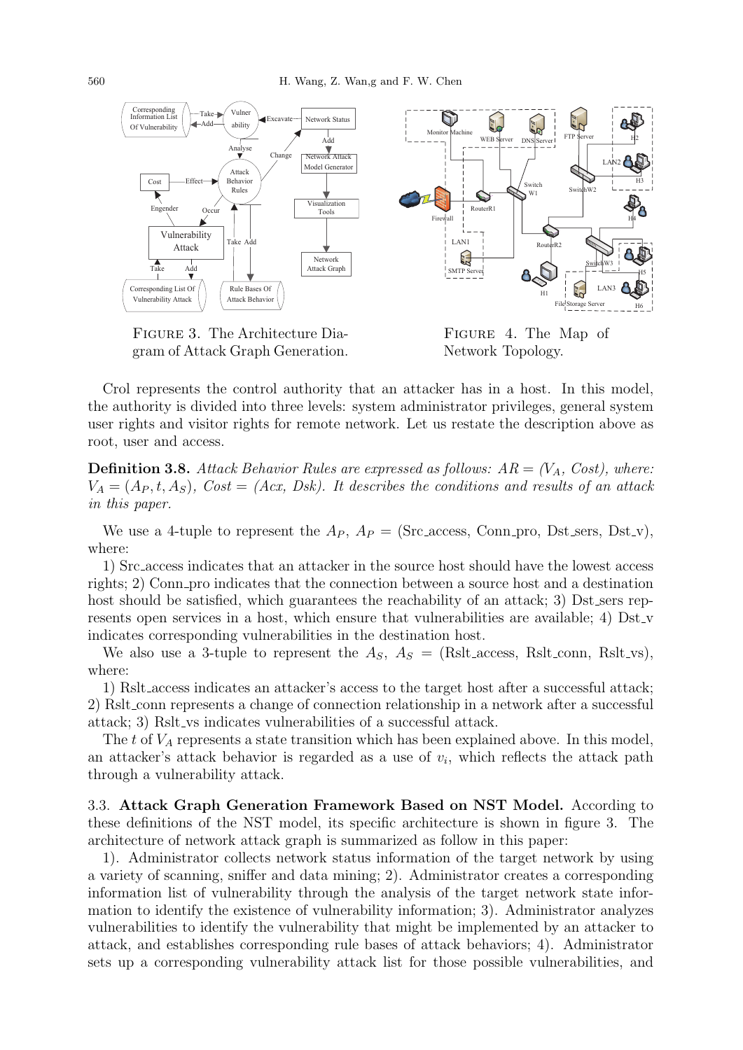FIGURE 3. The Architecture Diagram of Attack Graph Generation.

FIGURE 4. The Map of Network Topology.

Crol represents the control authority that an attacker has in a host. In this model, the authority is divided into three levels: system administrator privileges, general system user rights and visitor rights for remote network. Let us restate the description above as root, user and access.

**Definition 3.8.** *Attack Behavior Rules are expressed as follows: AR = ($V_A$, Cost), where: $V_A = (A_P, t, A_S)$, Cost = (Acx, Dsk). It describes the conditions and results of an attack in this paper.*

We use a 4-tuple to represent the $A_P$, $A_P$ = (Src_access, Conn_pro, Dst_sers, Dst_v), where:

1) Src_access indicates that an attacker in the source host should have the lowest access rights; 2) Conn_pro indicates that the connection between a source host and a destination host should be satisfied, which guarantees the reachability of an attack; 3) Dst_sers represents open services in a host, which ensure that vulnerabilities are available; 4) Dst_v indicates corresponding vulnerabilities in the destination host.

We also use a 3-tuple to represent the $A_S$, $A_S$ = (Rslt_access, Rslt_conn, Rslt_vs), where:

1) Rslt_access indicates an attacker's access to the target host after a successful attack; 2) Rslt_conn represents a change of connection relationship in a network after a successful attack; 3) Rslt_vs indicates vulnerabilities of a successful attack.

The $t$ of $V_A$ represents a state transition which has been explained above. In this model, an attacker's attack behavior is regarded as a use of $v_i$, which reflects the attack path through a vulnerability attack.

### 3.3. Attack Graph Generation Framework Based on NST Model.

According to these definitions of the NST model, its specific architecture is shown in figure 3. The architecture of network attack graph is summarized as follow in this paper:

1). Administrator collects network status information of the target network by using a variety of scanning, sniffer and data mining; 2). Administrator creates a corresponding information list of vulnerability through the analysis of the target network state information to identify the existence of vulnerability information; 3). Administrator analyzes vulnerabilities to identify the vulnerability that might be implemented by an attacker to attack, and establishes corresponding rule bases of attack behaviors; 4). Administrator sets up a corresponding vulnerability attack list for those possible vulnerabilities, and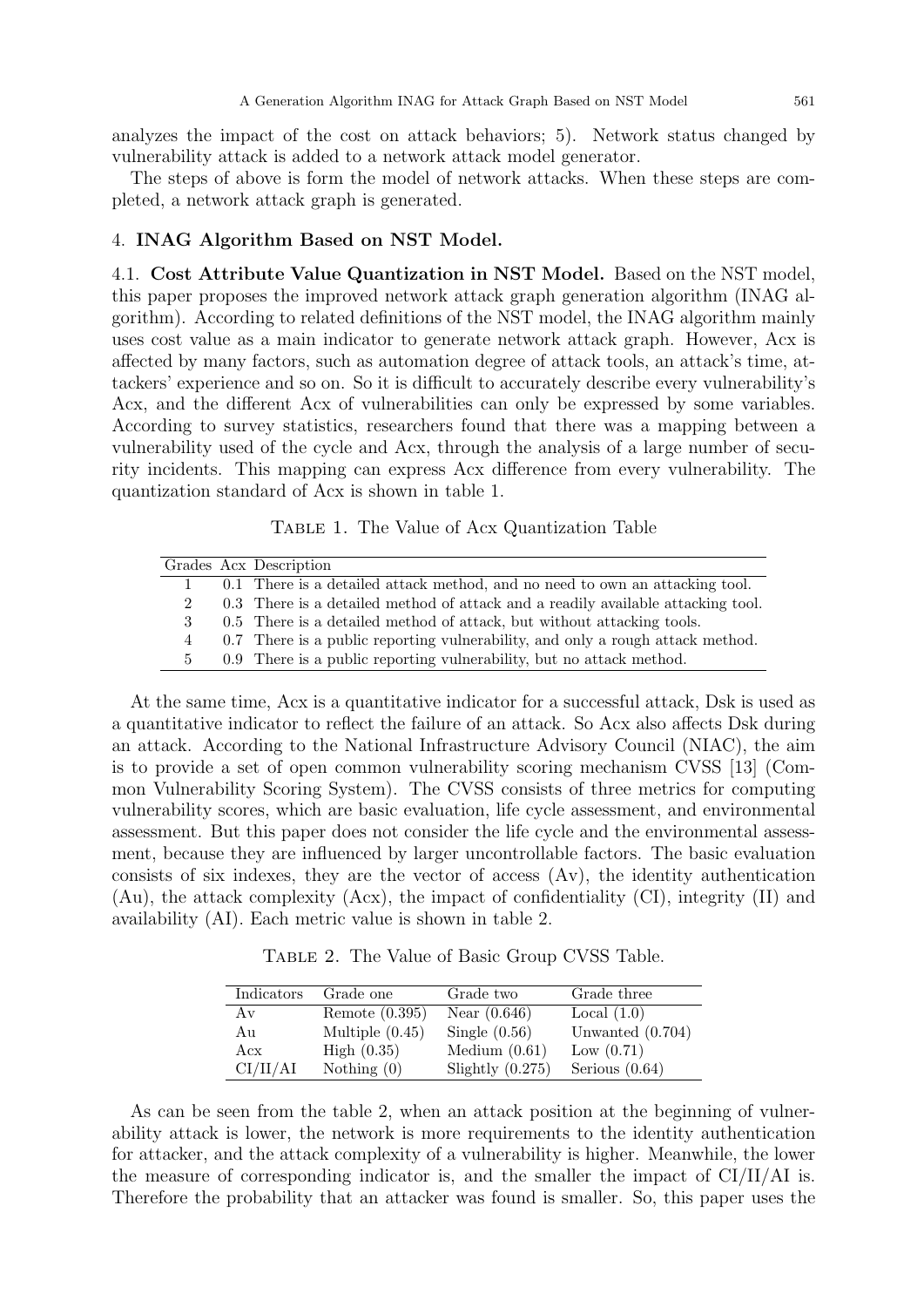analyzes the impact of the cost on attack behaviors; 5). Network status changed by vulnerability attack is added to a network attack model generator.

The steps of above is form the model of network attacks. When these steps are completed, a network attack graph is generated.

## 4. INAG Algorithm Based on NST Model.

### 4.1. Cost Attribute Value Quantization in NST Model.

Based on the NST model, this paper proposes the improved network attack graph generation algorithm (INAG algorithm). According to related definitions of the NST model, the INAG algorithm mainly uses cost value as a main indicator to generate network attack graph. However, Acx is affected by many factors, such as automation degree of attack tools, an attack's time, attackers' experience and so on. So it is difficult to accurately describe every vulnerability's Acx, and the different Acx of vulnerabilities can only be expressed by some variables. According to survey statistics, researchers found that there was a mapping between a vulnerability used of the cycle and Acx, through the analysis of a large number of security incidents. This mapping can express Acx difference from every vulnerability. The quantization standard of Acx is shown in table 1.

Table 1. The Value of Acx Quantization Table

| Grades | Acx | Description |
|---|---|---|
| 1 | 0.1 | There is a detailed attack method, and no need to own an attacking tool. |
| 2 | 0.3 | There is a detailed method of attack and a readily available attacking tool. |
| 3 | 0.5 | There is a detailed method of attack, but without attacking tools. |
| 4 | 0.7 | There is a public reporting vulnerability, and only a rough attack method. |
| 5 | 0.9 | There is a public reporting vulnerability, but no attack method. |

At the same time, Acx is a quantitative indicator for a successful attack, Dsk is used as a quantitative indicator to reflect the failure of an attack. So Acx also affects Dsk during an attack. According to the National Infrastructure Advisory Council (NIAC), the aim is to provide a set of open common vulnerability scoring mechanism CVSS [13] (Common Vulnerability Scoring System). The CVSS consists of three metrics for computing vulnerability scores, which are basic evaluation, life cycle assessment, and environmental assessment. But this paper does not consider the life cycle and the environmental assessment, because they are influenced by larger uncontrollable factors. The basic evaluation consists of six indexes, they are the vector of access (Av), the identity authentication (Au), the attack complexity (Acx), the impact of confidentiality (CI), integrity (II) and availability (AI). Each metric value is shown in table 2.

Table 2. The Value of Basic Group CVSS Table.

| Indicators | Grade one | Grade two | Grade three |
|---|---|---|---|
| Av | Remote (0.395) | Near (0.646) | Local (1.0) |
| Au | Multiple (0.45) | Single (0.56) | Unwanted (0.704) |
| Acx | High (0.35) | Medium (0.61) | Low (0.71) |
| CI/II/AI | Nothing (0) | Slightly (0.275) | Serious (0.64) |

As can be seen from the table 2, when an attack position at the beginning of vulnerability attack is lower, the network is more requirements to the identity authentication for attacker, and the attack complexity of a vulnerability is higher. Meanwhile, the lower the measure of corresponding indicator is, and the smaller the impact of CI/II/AI is. Therefore the probability that an attacker was found is smaller. So, this paper uses the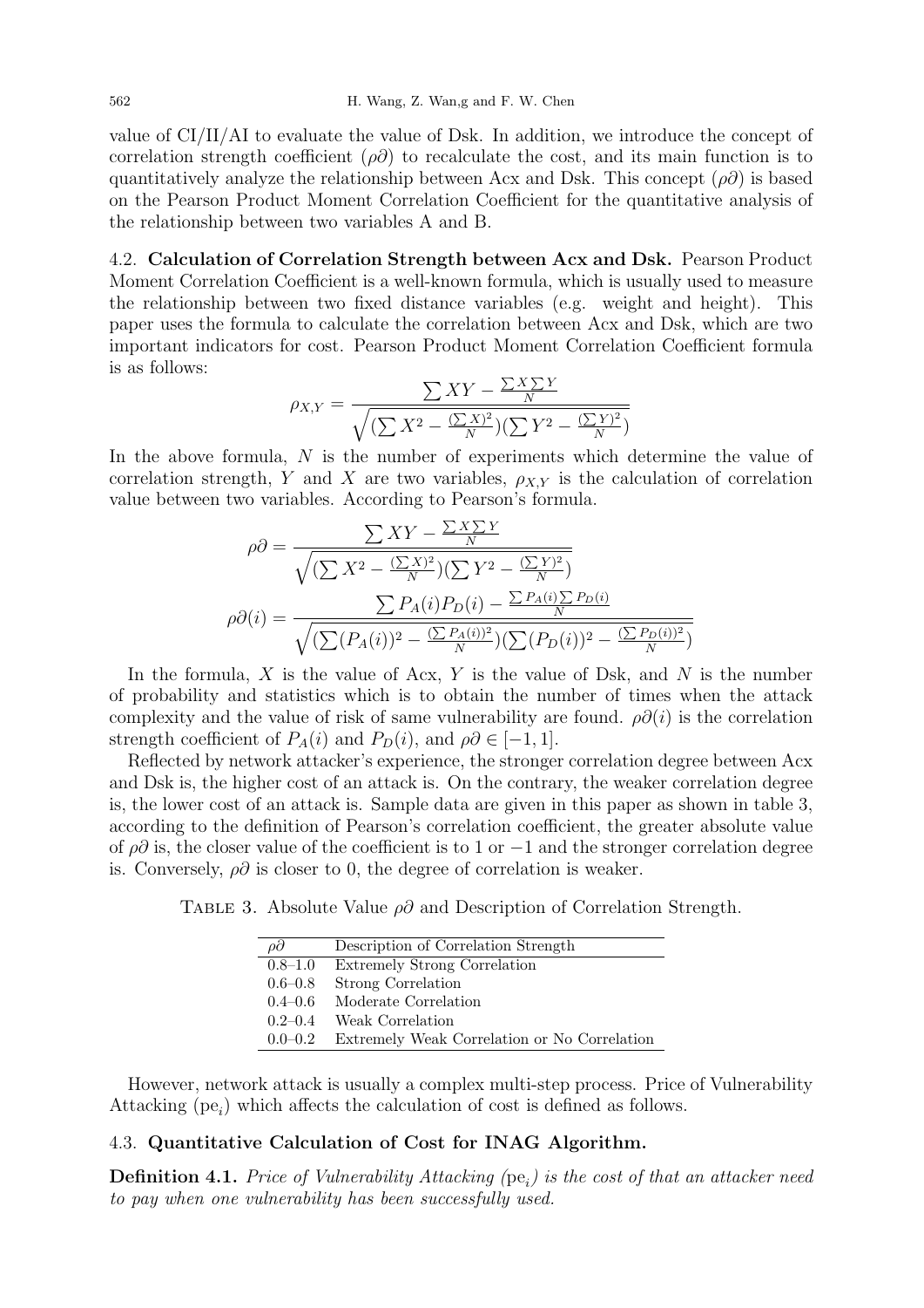value of CI/II/AI to evaluate the value of Dsk. In addition, we introduce the concept of correlation strength coefficient ($\rho\partial$) to recalculate the cost, and its main function is to quantitatively analyze the relationship between Acx and Dsk. This concept ($\rho\partial$) is based on the Pearson Product Moment Correlation Coefficient for the quantitative analysis of the relationship between two variables A and B.

**4.2. Calculation of Correlation Strength between Acx and Dsk.** Pearson Product Moment Correlation Coefficient is a well-known formula, which is usually used to measure the relationship between two fixed distance variables (e.g. weight and height). This paper uses the formula to calculate the correlation between Acx and Dsk, which are two important indicators for cost. Pearson Product Moment Correlation Coefficient formula is as follows:

$$\rho_{X,Y} = \frac{\sum XY - \frac{\sum X \sum Y}{N}}{\sqrt{(\sum X^2 - \frac{(\sum X)^2}{N})(\sum Y^2 - \frac{(\sum Y)^2}{N})}}$$

In the above formula, $N$ is the number of experiments which determine the value of correlation strength, $Y$ and $X$ are two variables, $\rho_{X,Y}$ is the calculation of correlation value between two variables. According to Pearson's formula.

$$\rho\partial = \frac{\sum XY - \frac{\sum X \sum Y}{N}}{\sqrt{(\sum X^2 - \frac{(\sum X)^2}{N})(\sum Y^2 - \frac{(\sum Y)^2}{N})}}$$

$$\rho\partial(i) = \frac{\sum P_A(i)P_D(i) - \frac{\sum P_A(i) \sum P_D(i)}{N}}{\sqrt{(\sum (P_A(i))^2 - \frac{(\sum P_A(i))^2}{N})(\sum (P_D(i))^2 - \frac{(\sum P_D(i))^2}{N})}}$$

In the formula, $X$ is the value of Acx, $Y$ is the value of Dsk, and $N$ is the number of probability and statistics which is to obtain the number of times when the attack complexity and the value of risk of same vulnerability are found. $\rho\partial(i)$ is the correlation strength coefficient of $P_A(i)$ and $P_D(i)$, and $\rho\partial \in [-1, 1]$.

Reflected by network attacker's experience, the stronger correlation degree between Acx and Dsk is, the higher cost of an attack is. On the contrary, the weaker correlation degree is, the lower cost of an attack is. Sample data are given in this paper as shown in table 3, according to the definition of Pearson's correlation coefficient, the greater absolute value of $\rho\partial$ is, the closer value of the coefficient is to 1 or $-1$ and the stronger correlation degree is. Conversely, $\rho\partial$ is closer to 0, the degree of correlation is weaker.

Table 3. Absolute Value $\rho\partial$ and Description of Correlation Strength.

| $\rho\partial$ | Description of Correlation Strength |
|---|---|
| 0.8–1.0 | Extremely Strong Correlation |
| 0.6–0.8 | Strong Correlation |
| 0.4–0.6 | Moderate Correlation |
| 0.2–0.4 | Weak Correlation |
| 0.0–0.2 | Extremely Weak Correlation or No Correlation |

However, network attack is usually a complex multi-step process. Price of Vulnerability Attacking ($\mathrm{pe}_i$) which affects the calculation of cost is defined as follows.

**4.3. Quantitative Calculation of Cost for INAG Algorithm.**

**Definition 4.1.** *Price of Vulnerability Attacking* ($\mathrm{pe}_i$) *is the cost of that an attacker need to pay when one vulnerability has been successfully used.*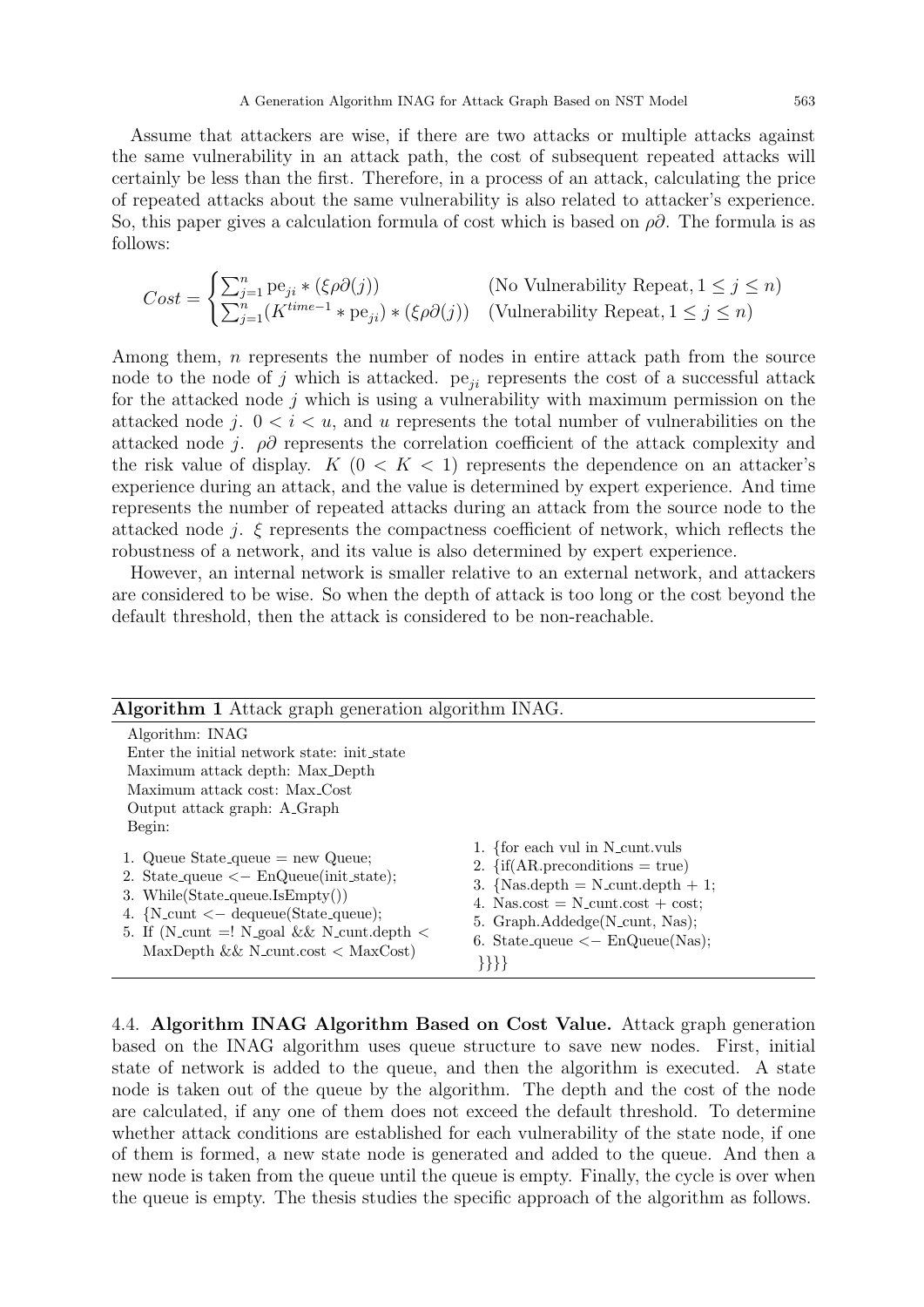Assume that attackers are wise, if there are two attacks or multiple attacks against the same vulnerability in an attack path, the cost of subsequent repeated attacks will certainly be less than the first. Therefore, in a process of an attack, calculating the price of repeated attacks about the same vulnerability is also related to attacker's experience. So, this paper gives a calculation formula of cost which is based on $\rho\partial$. The formula is as follows:

$$Cost = \begin{cases} \sum_{j=1}^{n} \mathrm{pe}_{ji} * (\xi\rho\partial(j)) & \text{(No Vulnerability Repeat, } 1 \le j \le n) \\ \sum_{j=1}^{n} (K^{time-1} * \mathrm{pe}_{ji}) * (\xi\rho\partial(j)) & \text{(Vulnerability Repeat, } 1 \le j \le n) \end{cases}$$

Among them, $n$ represents the number of nodes in entire attack path from the source node to the node of $j$ which is attacked. $\mathrm{pe}_{ji}$ represents the cost of a successful attack for the attacked node $j$ which is using a vulnerability with maximum permission on the attacked node $j$. $0 < i < u$, and $u$ represents the total number of vulnerabilities on the attacked node $j$. $\rho\partial$ represents the correlation coefficient of the attack complexity and the risk value of display. $K$ $(0 < K < 1)$ represents the dependence on an attacker's experience during an attack, and the value is determined by expert experience. And time represents the number of repeated attacks during an attack from the source node to the attacked node $j$. $\xi$ represents the compactness coefficient of network, which reflects the robustness of a network, and its value is also determined by expert experience.

However, an internal network is smaller relative to an external network, and attackers are considered to be wise. So when the depth of attack is too long or the cost beyond the default threshold, then the attack is considered to be non-reachable.

**Algorithm 1** Attack graph generation algorithm INAG.

```
Algorithm: INAG
Enter the initial network state: init_state
Maximum attack depth: Max_Depth
Maximum attack cost: Max_Cost
Output attack graph: A_Graph
Begin:
1. Queue State_queue = new Queue;
2. State_queue <− EnQueue(init_state);
3. While(State_queue.IsEmpty())
4. {N_cunt <− dequeue(State_queue);
5. If (N_cunt =! N_goal && N_cunt.depth <
   MaxDepth && N_cunt.cost < MaxCost)
1. {for each vul in N_cunt.vuls
2. {if(AR.preconditions = true)
3. {Nas.depth = N_cunt.depth + 1;
4. Nas.cost = N_cunt.cost + cost;
5. Graph.Addedge(N_cunt, Nas);
6. State_queue <− EnQueue(Nas);
}}}}
```

4.4. **Algorithm INAG Algorithm Based on Cost Value.** Attack graph generation based on the INAG algorithm uses queue structure to save new nodes. First, initial state of network is added to the queue, and then the algorithm is executed. A state node is taken out of the queue by the algorithm. The depth and the cost of the node are calculated, if any one of them does not exceed the default threshold. To determine whether attack conditions are established for each vulnerability of the state node, if one of them is formed, a new state node is generated and added to the queue. And then a new node is taken from the queue until the queue is empty. Finally, the cycle is over when the queue is empty. The thesis studies the specific approach of the algorithm as follows.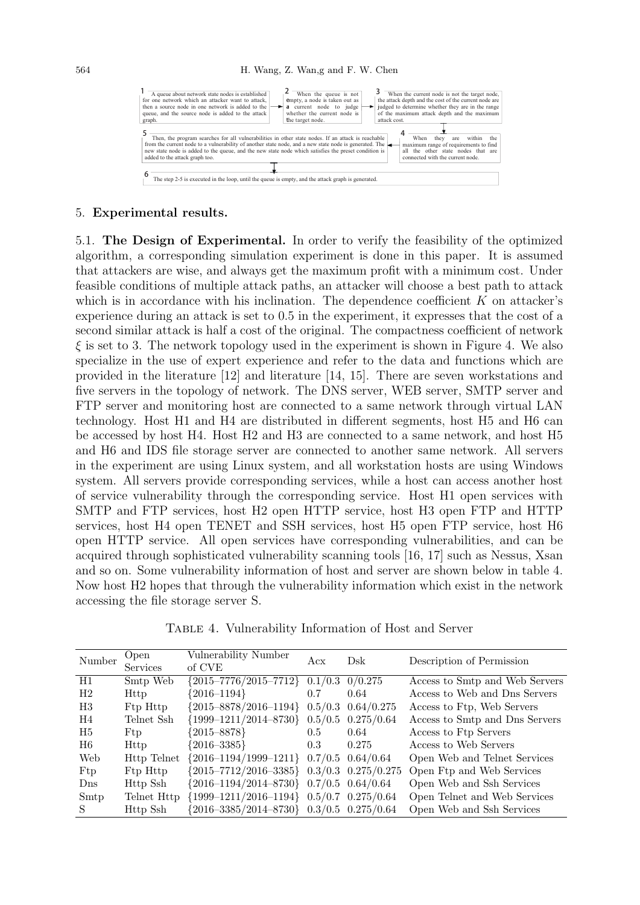1 A queue about network state nodes is established for one network which an attacker want to attack, then a source node in one network is added to the queue, and the source node is added to the attack graph.

2 When the queue is not empty, a node is taken out as a current node to judge whether the current node is the target node.

3 When the current node is not the target node, the attack depth and the cost of the current node are judged to determine whether they are in the range of the maximum attack depth and the maximum attack cost.

4 When they are within the maximum range of requirements to find all the other state nodes that are connected with the current node.

5 Then, the program searches for all vulnerabilities in other state nodes. If an attack is reachable from the current node to a vulnerability of another state node, and a new state node is generated. The new state node is added to the queue, and the new state node which satisfies the preset condition is added to the attack graph too.

6 The step 2-5 is executed in the loop, until the queue is empty, and the attack graph is generated.

## 5. Experimental results.

### 5.1. The Design of Experimental.

In order to verify the feasibility of the optimized algorithm, a corresponding simulation experiment is done in this paper. It is assumed that attackers are wise, and always get the maximum profit with a minimum cost. Under feasible conditions of multiple attack paths, an attacker will choose a best path to attack which is in accordance with his inclination. The dependence coefficient $K$ on attacker's experience during an attack is set to 0.5 in the experiment, it expresses that the cost of a second similar attack is half a cost of the original. The compactness coefficient of network $\xi$ is set to 3. The network topology used in the experiment is shown in Figure 4. We also specialize in the use of expert experience and refer to the data and functions which are provided in the literature [12] and literature [14, 15]. There are seven workstations and five servers in the topology of network. The DNS server, WEB server, SMTP server and FTP server and monitoring host are connected to a same network through virtual LAN technology. Host H1 and H4 are distributed in different segments, host H5 and H6 can be accessed by host H4. Host H2 and H3 are connected to a same network, and host H5 and H6 and IDS file storage server are connected to another same network. All servers in the experiment are using Linux system, and all workstation hosts are using Windows system. All servers provide corresponding services, while a host can access another host of service vulnerability through the corresponding service. Host H1 open services with SMTP and FTP services, host H2 open HTTP service, host H3 open FTP and HTTP services, host H4 open TENET and SSH services, host H5 open FTP service, host H6 open HTTP service. All open services have corresponding vulnerabilities, and can be acquired through sophisticated vulnerability scanning tools [16, 17] such as Nessus, Xsan and so on. Some vulnerability information of host and server are shown below in table 4. Now host H2 hopes that through the vulnerability information which exist in the network accessing the file storage server S.

Table 4. Vulnerability Information of Host and Server

| Number | Open Services | Vulnerability Number of CVE | Acx | Dsk | Description of Permission |
|---|---|---|---|---|---|
| H1 | Smtp Web | {2015–7776/2015–7712} | 0.1/0.3 | 0/0.275 | Access to Smtp and Web Servers |
| H2 | Http | {2016–1194} | 0.7 | 0.64 | Access to Web and Dns Servers |
| H3 | Ftp Http | {2015–8878/2016–1194} | 0.5/0.3 | 0.64/0.275 | Access to Ftp, Web Servers |
| H4 | Telnet Ssh | {1999–1211/2014–8730} | 0.5/0.5 | 0.275/0.64 | Access to Smtp and Dns Servers |
| H5 | Ftp | {2015–8878} | 0.5 | 0.64 | Access to Ftp Servers |
| H6 | Http | {2016–3385} | 0.3 | 0.275 | Access to Web Servers |
| Web | Http Telnet | {2016–1194/1999–1211} | 0.7/0.5 | 0.64/0.64 | Open Web and Telnet Services |
| Ftp | Ftp Http | {2015–7712/2016–3385} | 0.3/0.3 | 0.275/0.275 | Open Ftp and Web Services |
| Dns | Http Ssh | {2016–1194/2014–8730} | 0.7/0.5 | 0.64/0.64 | Open Web and Ssh Services |
| Smtp | Telnet Http | {1999–1211/2016–1194} | 0.5/0.7 | 0.275/0.64 | Open Telnet and Web Services |
| S | Http Ssh | {2016–3385/2014–8730} | 0.3/0.5 | 0.275/0.64 | Open Web and Ssh Services |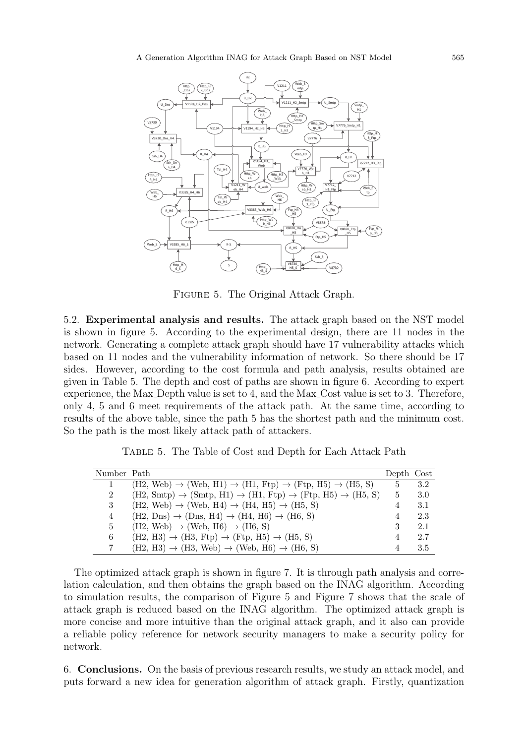Figure 5. The Original Attack Graph.

5.2. **Experimental analysis and results.** The attack graph based on the NST model is shown in figure 5. According to the experimental design, there are 11 nodes in the network. Generating a complete attack graph should have 17 vulnerability attacks which based on 11 nodes and the vulnerability information of network. So there should be 17 sides. However, according to the cost formula and path analysis, results obtained are given in Table 5. The depth and cost of paths are shown in figure 6. According to expert experience, the Max_Depth value is set to 4, and the Max_Cost value is set to 3. Therefore, only 4, 5 and 6 meet requirements of the attack path. At the same time, according to results of the above table, since the path 5 has the shortest path and the minimum cost. So the path is the most likely attack path of attackers.

Table 5. The Table of Cost and Depth for Each Attack Path

| Number | Path | Depth | Cost |
|---|---|---|---|
| 1 | (H2, Web) $\rightarrow$ (Web, H1) $\rightarrow$ (H1, Ftp) $\rightarrow$ (Ftp, H5) $\rightarrow$ (H5, S) | 5 | 3.2 |
| 2 | (H2, Smtp) $\rightarrow$ (Smtp, H1) $\rightarrow$ (H1, Ftp) $\rightarrow$ (Ftp, H5) $\rightarrow$ (H5, S) | 5 | 3.0 |
| 3 | (H2, Web) $\rightarrow$ (Web, H4) $\rightarrow$ (H4, H5) $\rightarrow$ (H5, S) | 4 | 3.1 |
| 4 | (H2, Dns) $\rightarrow$ (Dns, H4) $\rightarrow$ (H4, H6) $\rightarrow$ (H6, S) | 4 | 2.3 |
| 5 | (H2, Web) $\rightarrow$ (Web, H6) $\rightarrow$ (H6, S) | 3 | 2.1 |
| 6 | (H2, H3) $\rightarrow$ (H3, Ftp) $\rightarrow$ (Ftp, H5) $\rightarrow$ (H5, S) | 4 | 2.7 |
| 7 | (H2, H3) $\rightarrow$ (H3, Web) $\rightarrow$ (Web, H6) $\rightarrow$ (H6, S) | 4 | 3.5 |

The optimized attack graph is shown in figure 7. It is through path analysis and correlation calculation, and then obtains the graph based on the INAG algorithm. According to simulation results, the comparison of Figure 5 and Figure 7 shows that the scale of attack graph is reduced based on the INAG algorithm. The optimized attack graph is more concise and more intuitive than the original attack graph, and it also can provide a reliable policy reference for network security managers to make a security policy for network.

6. **Conclusions.** On the basis of previous research results, we study an attack model, and puts forward a new idea for generation algorithm of attack graph. Firstly, quantization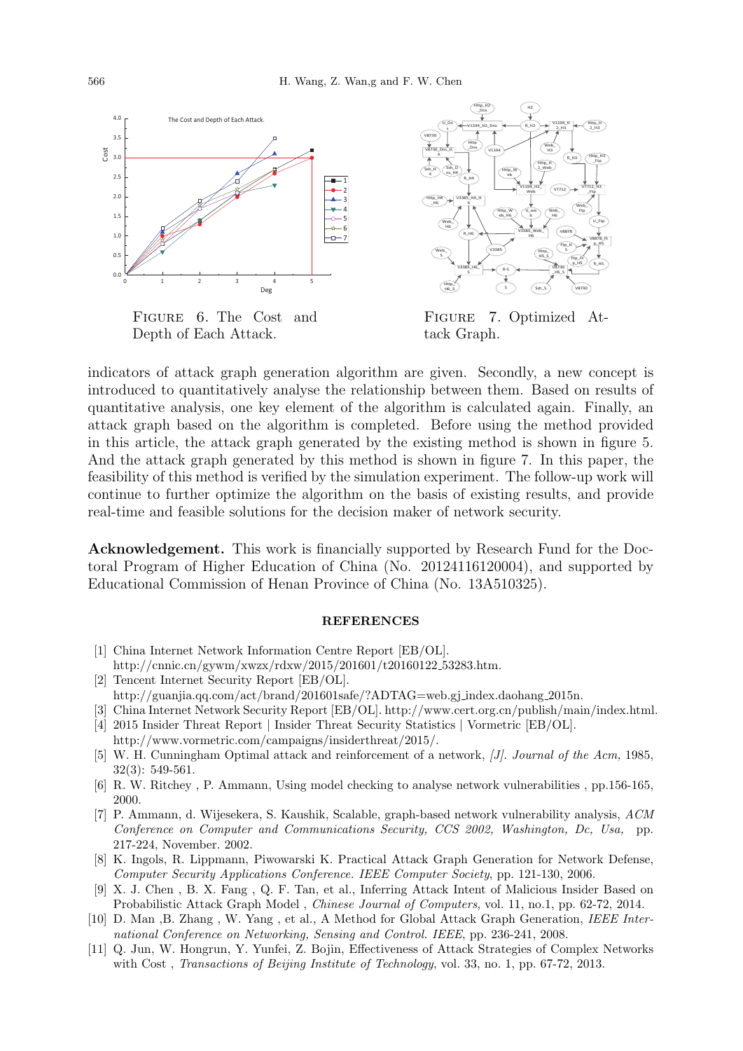Figure 6. The Cost and Depth of Each Attack.

Figure 7. Optimized Attack Graph.

indicators of attack graph generation algorithm are given. Secondly, a new concept is introduced to quantitatively analyse the relationship between them. Based on results of quantitative analysis, one key element of the algorithm is calculated again. Finally, an attack graph based on the algorithm is completed. Before using the method provided in this article, the attack graph generated by the existing method is shown in figure 5. And the attack graph generated by this method is shown in figure 7. In this paper, the feasibility of this method is verified by the simulation experiment. The follow-up work will continue to further optimize the algorithm on the basis of existing results, and provide real-time and feasible solutions for the decision maker of network security.

**Acknowledgement.** This work is financially supported by Research Fund for the Doctoral Program of Higher Education of China (No. 20124116120004), and supported by Educational Commission of Henan Province of China (No. 13A510325).

## REFERENCES

[1] China Internet Network Information Centre Report [EB/OL]. http://cnnic.cn/gywm/xwzx/rdxw/2015/201601/t20160122_53283.htm.

[2] Tencent Internet Security Report [EB/OL]. http://guanjia.qq.com/act/brand/201601safe/?ADTAG=web.gj_index.daohang_2015n.

[3] China Internet Network Security Report [EB/OL]. http://www.cert.org.cn/publish/main/index.html.

[4] 2015 Insider Threat Report | Insider Threat Security Statistics | Vormetric [EB/OL]. http://www.vormetric.com/campaigns/insiderthreat/2015/.

[5] W. H. Cunningham Optimal attack and reinforcement of a network, *[J]. Journal of the Acm,* 1985, 32(3): 549-561.

[6] R. W. Ritchey , P. Ammann, Using model checking to analyse network vulnerabilities , pp.156-165, 2000.

[7] P. Ammann, d. Wijesekera, S. Kaushik, Scalable, graph-based network vulnerability analysis, *ACM Conference on Computer and Communications Security, CCS 2002, Washington, Dc, Usa,* pp. 217-224, November. 2002.

[8] K. Ingols, R. Lippmann, Piwowarski K. Practical Attack Graph Generation for Network Defense, *Computer Security Applications Conference. IEEE Computer Society*, pp. 121-130, 2006.

[9] X. J. Chen , B. X. Fang , Q. F. Tan, et al., Inferring Attack Intent of Malicious Insider Based on Probabilistic Attack Graph Model , *Chinese Journal of Computers*, vol. 11, no.1, pp. 62-72, 2014.

[10] D. Man ,B. Zhang , W. Yang , et al., A Method for Global Attack Graph Generation, *IEEE International Conference on Networking, Sensing and Control. IEEE*, pp. 236-241, 2008.

[11] Q. Jun, W. Hongrun, Y. Yunfei, Z. Bojin, Effectiveness of Attack Strategies of Complex Networks with Cost , *Transactions of Beijing Institute of Technology*, vol. 33, no. 1, pp. 67-72, 2013.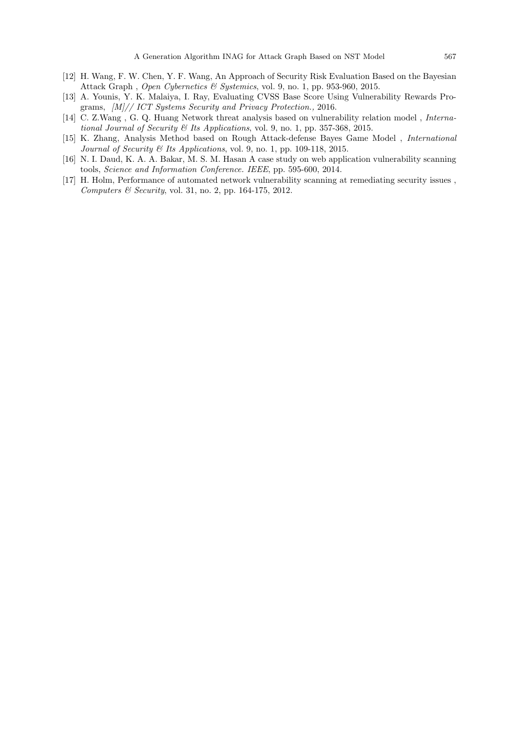[12] H. Wang, F. W. Chen, Y. F. Wang, An Approach of Security Risk Evaluation Based on the Bayesian Attack Graph , *Open Cybernetics & Systemics*, vol. 9, no. 1, pp. 953-960, 2015.

[13] A. Younis, Y. K. Malaiya, I. Ray, Evaluating CVSS Base Score Using Vulnerability Rewards Programs, *[M]// ICT Systems Security and Privacy Protection.,* 2016.

[14] C. Z.Wang , G. Q. Huang Network threat analysis based on vulnerability relation model , *International Journal of Security & Its Applications*, vol. 9, no. 1, pp. 357-368, 2015.

[15] K. Zhang, Analysis Method based on Rough Attack-defense Bayes Game Model , *International Journal of Security & Its Applications*, vol. 9, no. 1, pp. 109-118, 2015.

[16] N. I. Daud, K. A. A. Bakar, M. S. M. Hasan A case study on web application vulnerability scanning tools, *Science and Information Conference. IEEE*, pp. 595-600, 2014.

[17] H. Holm, Performance of automated network vulnerability scanning at remediating security issues , *Computers & Security*, vol. 31, no. 2, pp. 164-175, 2012.